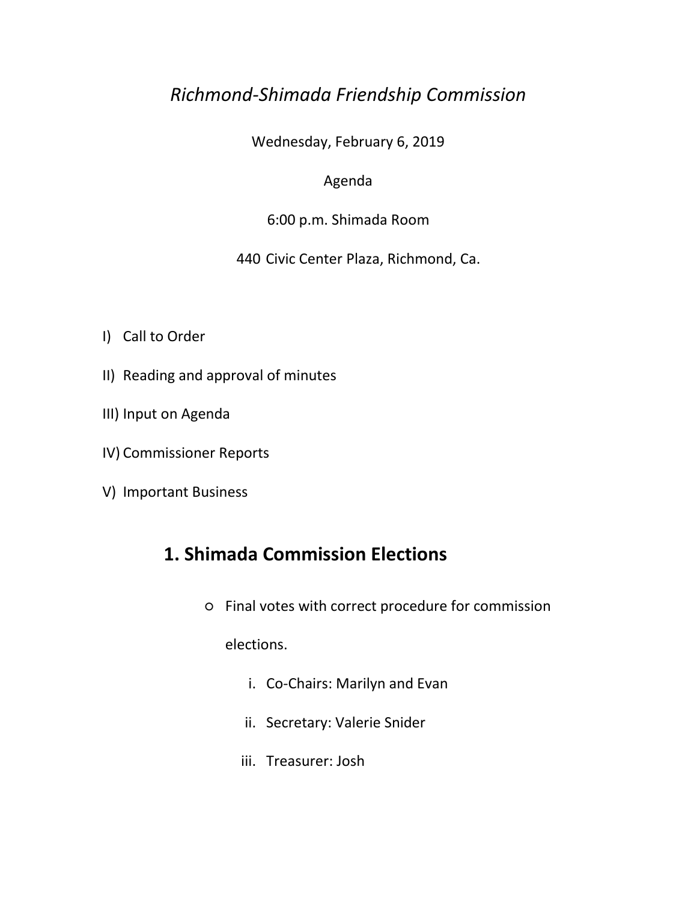*Richmond-Shimada Friendship Commission*

Wednesday, February 6, 2019

Agenda

6:00 p.m. Shimada Room

440 Civic Center Plaza, Richmond, Ca.

I) Call to Order

II) Reading and approval of minutes

III) Input on Agenda

IV) Commissioner Reports

V) Important Business

## 1. Shimada Commission Elections

- Final votes with correct procedure for commission elections.
  - i. Co-Chairs: Marilyn and Evan
  - ii. Secretary: Valerie Snider
  - iii. Treasurer: Josh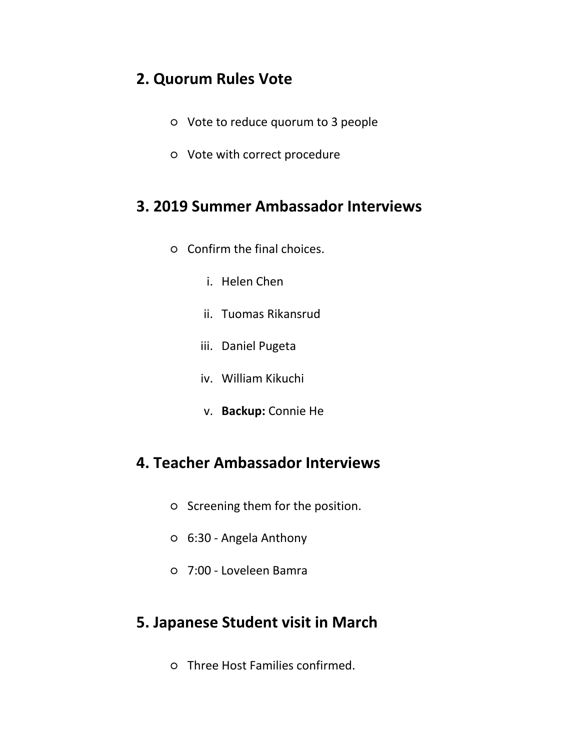## 2. Quorum Rules Vote

- Vote to reduce quorum to 3 people
- Vote with correct procedure

## 3. 2019 Summer Ambassador Interviews

- Confirm the final choices.
    i. Helen Chen
    ii. Tuomas Rikansrud
    iii. Daniel Pugeta
    iv. William Kikuchi
    v. **Backup:** Connie He

## 4. Teacher Ambassador Interviews

- Screening them for the position.
- 6:30 - Angela Anthony
- 7:00 - Loveleen Bamra

## 5. Japanese Student visit in March

- Three Host Families confirmed.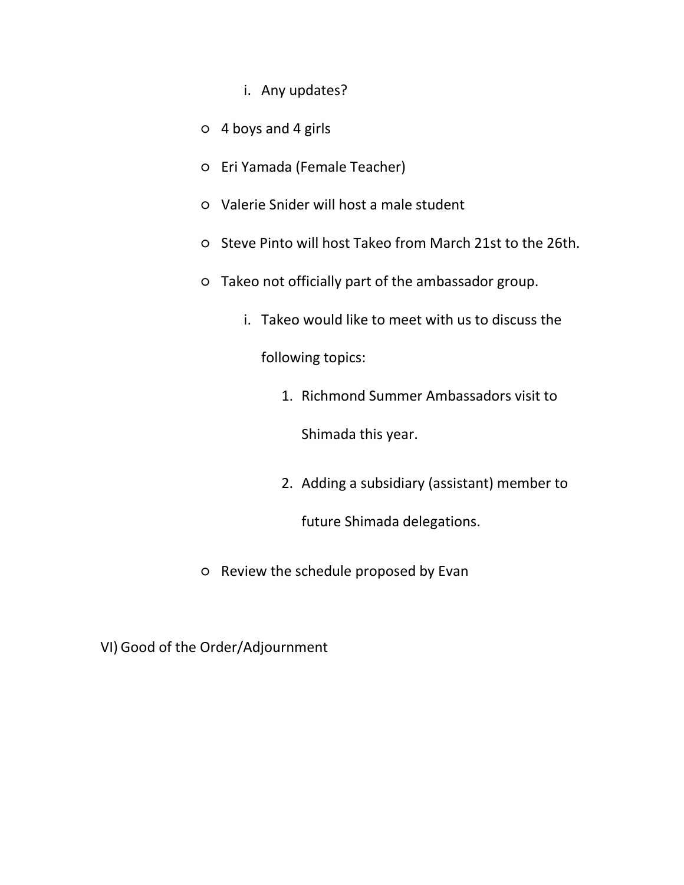i. Any updates?

- 4 boys and 4 girls
- Eri Yamada (Female Teacher)
- Valerie Snider will host a male student
- Steve Pinto will host Takeo from March 21st to the 26th.
- Takeo not officially part of the ambassador group.
   i. Takeo would like to meet with us to discuss the following topics:
      1. Richmond Summer Ambassadors visit to Shimada this year.
      2. Adding a subsidiary (assistant) member to future Shimada delegations.
- Review the schedule proposed by Evan

VI) Good of the Order/Adjournment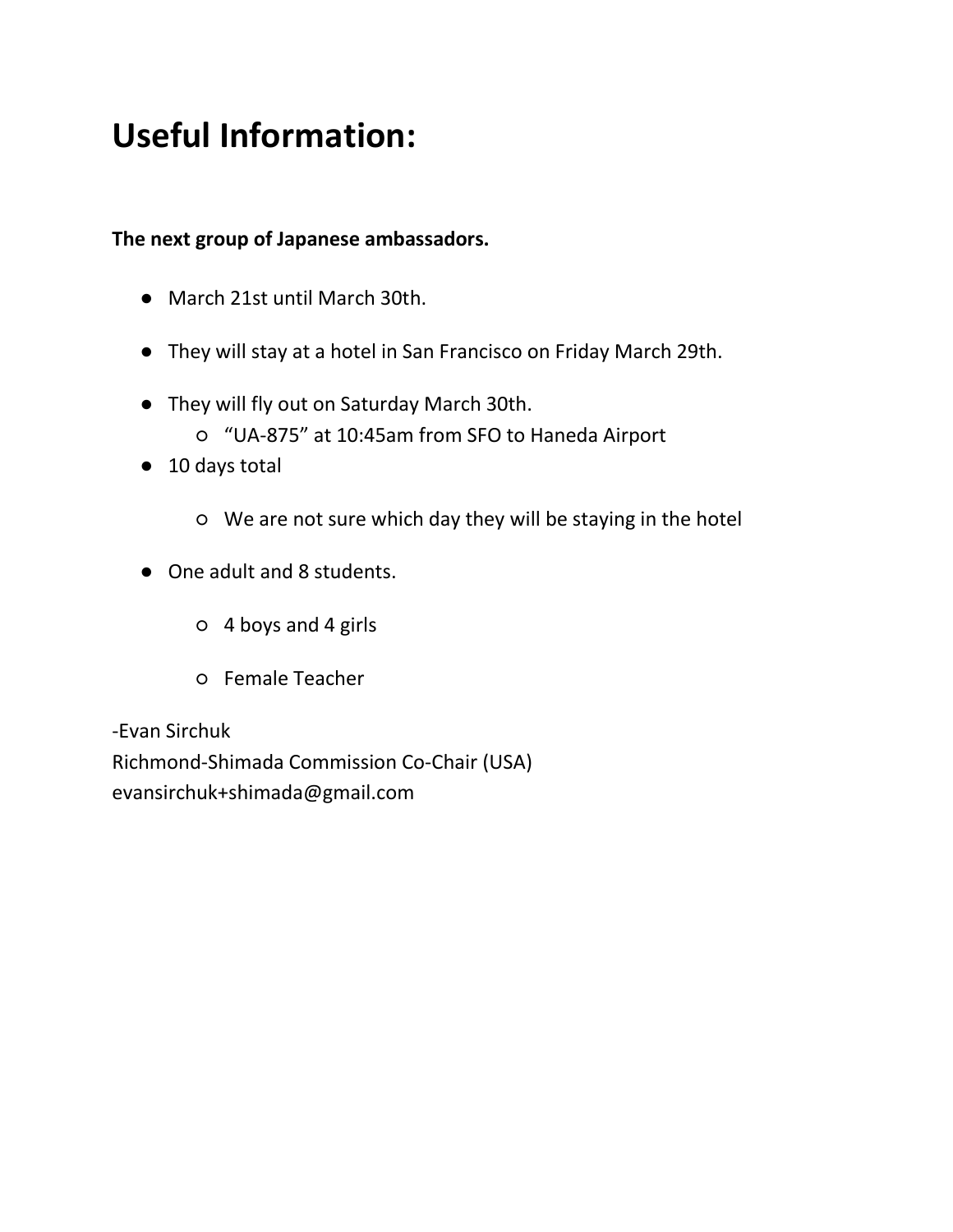# Useful Information:

**The next group of Japanese ambassadors.**

- March 21st until March 30th.
- They will stay at a hotel in San Francisco on Friday March 29th.
- They will fly out on Saturday March 30th.
  - "UA-875" at 10:45am from SFO to Haneda Airport
- 10 days total
  - We are not sure which day they will be staying in the hotel
- One adult and 8 students.
  - 4 boys and 4 girls
  - Female Teacher

-Evan Sirchuk
Richmond-Shimada Commission Co-Chair (USA)
evansirchuk+shimada@gmail.com